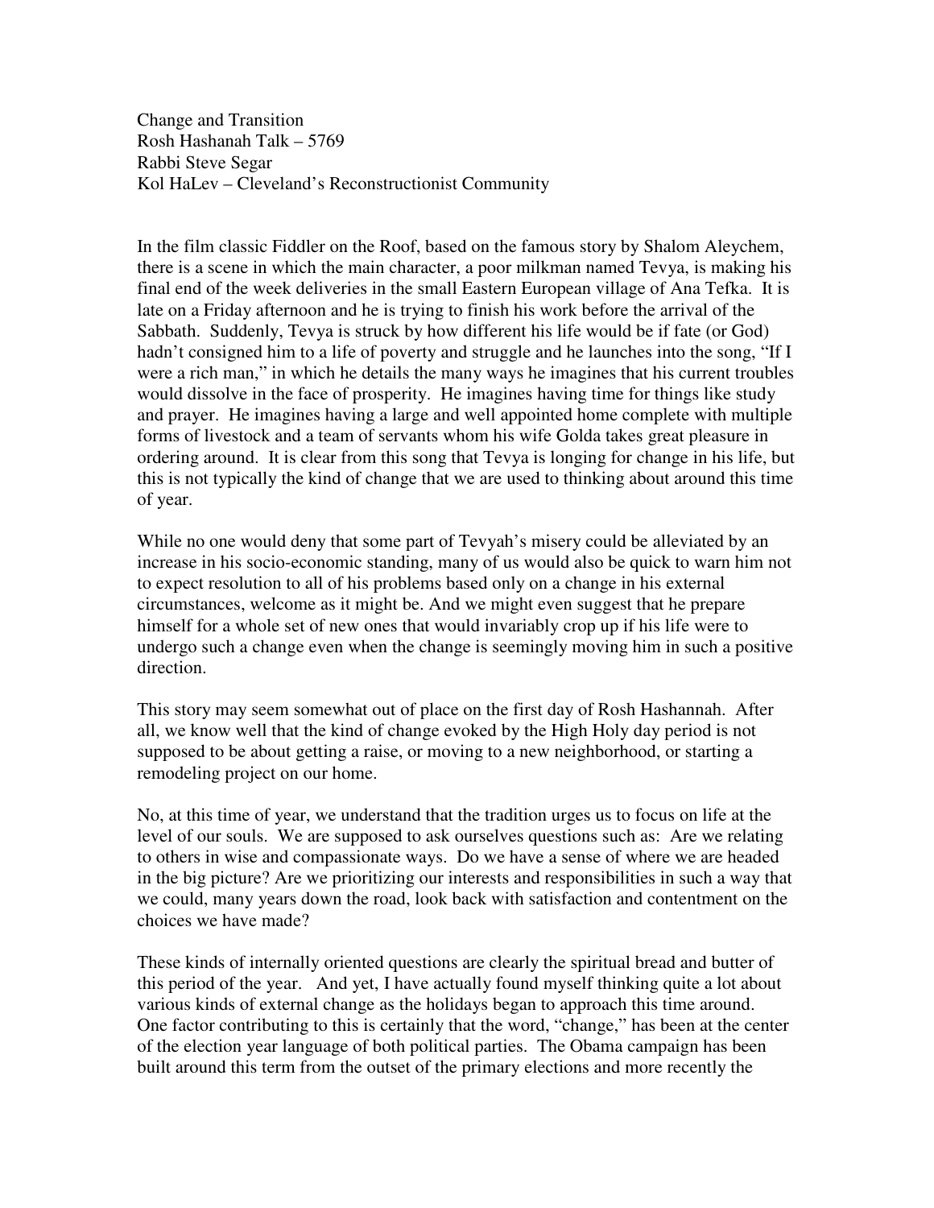Change and Transition
Rosh Hashanah Talk – 5769
Rabbi Steve Segar
Kol HaLev – Cleveland's Reconstructionist Community

In the film classic Fiddler on the Roof, based on the famous story by Shalom Aleychem, there is a scene in which the main character, a poor milkman named Tevya, is making his final end of the week deliveries in the small Eastern European village of Ana Tefka. It is late on a Friday afternoon and he is trying to finish his work before the arrival of the Sabbath. Suddenly, Tevya is struck by how different his life would be if fate (or God) hadn't consigned him to a life of poverty and struggle and he launches into the song, "If I were a rich man," in which he details the many ways he imagines that his current troubles would dissolve in the face of prosperity. He imagines having time for things like study and prayer. He imagines having a large and well appointed home complete with multiple forms of livestock and a team of servants whom his wife Golda takes great pleasure in ordering around. It is clear from this song that Tevya is longing for change in his life, but this is not typically the kind of change that we are used to thinking about around this time of year.

While no one would deny that some part of Tevyah's misery could be alleviated by an increase in his socio-economic standing, many of us would also be quick to warn him not to expect resolution to all of his problems based only on a change in his external circumstances, welcome as it might be. And we might even suggest that he prepare himself for a whole set of new ones that would invariably crop up if his life were to undergo such a change even when the change is seemingly moving him in such a positive direction.

This story may seem somewhat out of place on the first day of Rosh Hashannah. After all, we know well that the kind of change evoked by the High Holy day period is not supposed to be about getting a raise, or moving to a new neighborhood, or starting a remodeling project on our home.

No, at this time of year, we understand that the tradition urges us to focus on life at the level of our souls. We are supposed to ask ourselves questions such as: Are we relating to others in wise and compassionate ways. Do we have a sense of where we are headed in the big picture? Are we prioritizing our interests and responsibilities in such a way that we could, many years down the road, look back with satisfaction and contentment on the choices we have made?

These kinds of internally oriented questions are clearly the spiritual bread and butter of this period of the year. And yet, I have actually found myself thinking quite a lot about various kinds of external change as the holidays began to approach this time around. One factor contributing to this is certainly that the word, "change," has been at the center of the election year language of both political parties. The Obama campaign has been built around this term from the outset of the primary elections and more recently the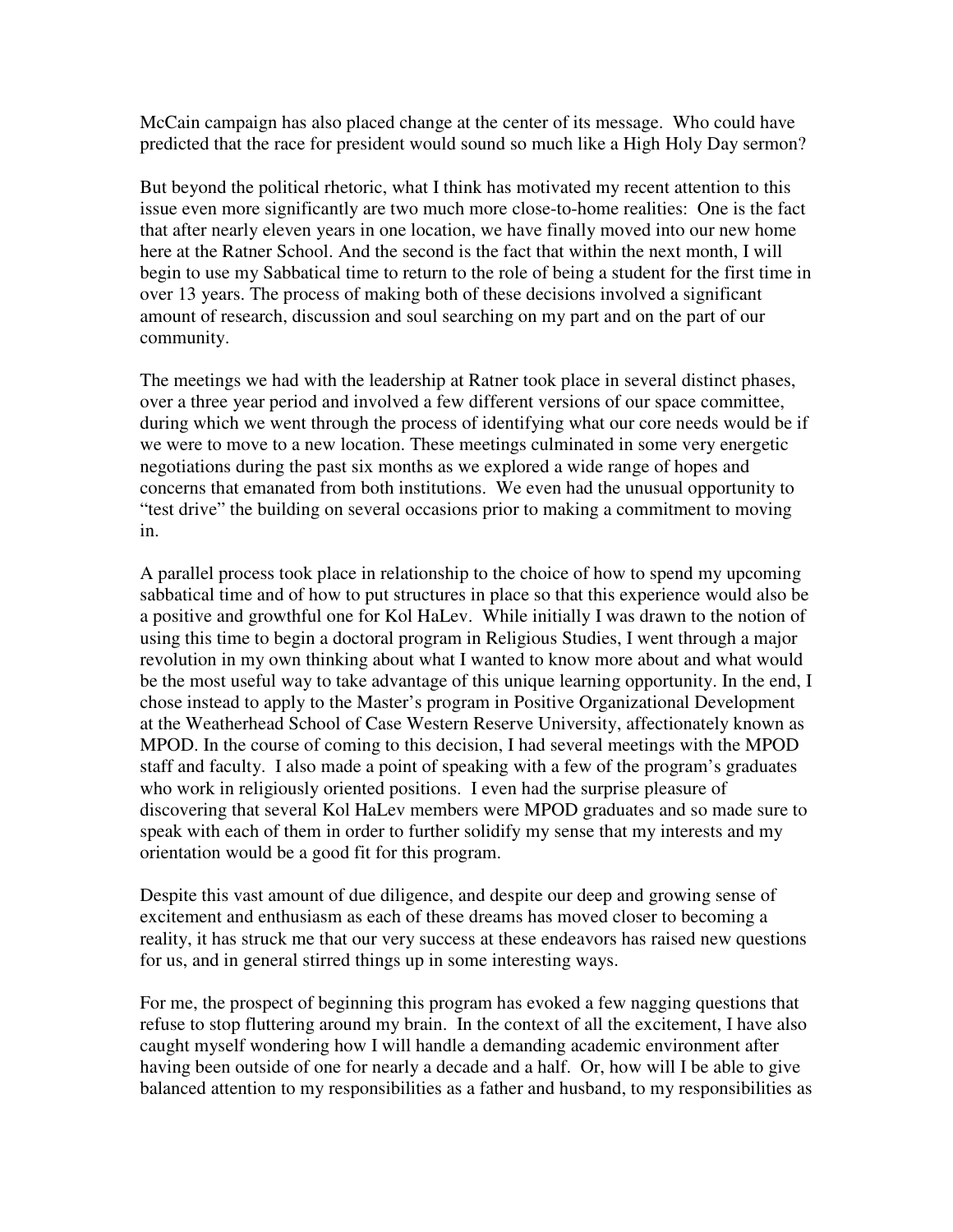McCain campaign has also placed change at the center of its message. Who could have predicted that the race for president would sound so much like a High Holy Day sermon?

But beyond the political rhetoric, what I think has motivated my recent attention to this issue even more significantly are two much more close-to-home realities: One is the fact that after nearly eleven years in one location, we have finally moved into our new home here at the Ratner School. And the second is the fact that within the next month, I will begin to use my Sabbatical time to return to the role of being a student for the first time in over 13 years. The process of making both of these decisions involved a significant amount of research, discussion and soul searching on my part and on the part of our community.

The meetings we had with the leadership at Ratner took place in several distinct phases, over a three year period and involved a few different versions of our space committee, during which we went through the process of identifying what our core needs would be if we were to move to a new location. These meetings culminated in some very energetic negotiations during the past six months as we explored a wide range of hopes and concerns that emanated from both institutions. We even had the unusual opportunity to "test drive" the building on several occasions prior to making a commitment to moving in.

A parallel process took place in relationship to the choice of how to spend my upcoming sabbatical time and of how to put structures in place so that this experience would also be a positive and growthful one for Kol HaLev. While initially I was drawn to the notion of using this time to begin a doctoral program in Religious Studies, I went through a major revolution in my own thinking about what I wanted to know more about and what would be the most useful way to take advantage of this unique learning opportunity. In the end, I chose instead to apply to the Master's program in Positive Organizational Development at the Weatherhead School of Case Western Reserve University, affectionately known as MPOD. In the course of coming to this decision, I had several meetings with the MPOD staff and faculty. I also made a point of speaking with a few of the program's graduates who work in religiously oriented positions. I even had the surprise pleasure of discovering that several Kol HaLev members were MPOD graduates and so made sure to speak with each of them in order to further solidify my sense that my interests and my orientation would be a good fit for this program.

Despite this vast amount of due diligence, and despite our deep and growing sense of excitement and enthusiasm as each of these dreams has moved closer to becoming a reality, it has struck me that our very success at these endeavors has raised new questions for us, and in general stirred things up in some interesting ways.

For me, the prospect of beginning this program has evoked a few nagging questions that refuse to stop fluttering around my brain. In the context of all the excitement, I have also caught myself wondering how I will handle a demanding academic environment after having been outside of one for nearly a decade and a half. Or, how will I be able to give balanced attention to my responsibilities as a father and husband, to my responsibilities as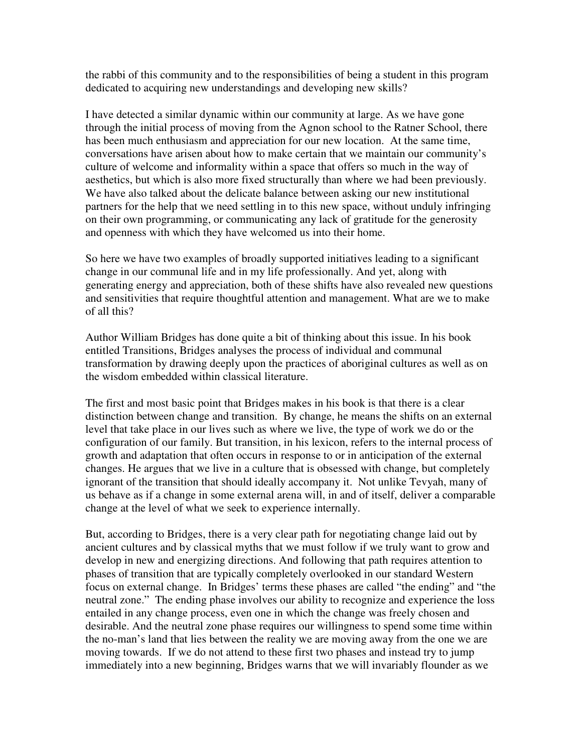the rabbi of this community and to the responsibilities of being a student in this program dedicated to acquiring new understandings and developing new skills?

I have detected a similar dynamic within our community at large. As we have gone through the initial process of moving from the Agnon school to the Ratner School, there has been much enthusiasm and appreciation for our new location. At the same time, conversations have arisen about how to make certain that we maintain our community's culture of welcome and informality within a space that offers so much in the way of aesthetics, but which is also more fixed structurally than where we had been previously. We have also talked about the delicate balance between asking our new institutional partners for the help that we need settling in to this new space, without unduly infringing on their own programming, or communicating any lack of gratitude for the generosity and openness with which they have welcomed us into their home.

So here we have two examples of broadly supported initiatives leading to a significant change in our communal life and in my life professionally. And yet, along with generating energy and appreciation, both of these shifts have also revealed new questions and sensitivities that require thoughtful attention and management. What are we to make of all this?

Author William Bridges has done quite a bit of thinking about this issue. In his book entitled Transitions, Bridges analyses the process of individual and communal transformation by drawing deeply upon the practices of aboriginal cultures as well as on the wisdom embedded within classical literature.

The first and most basic point that Bridges makes in his book is that there is a clear distinction between change and transition. By change, he means the shifts on an external level that take place in our lives such as where we live, the type of work we do or the configuration of our family. But transition, in his lexicon, refers to the internal process of growth and adaptation that often occurs in response to or in anticipation of the external changes. He argues that we live in a culture that is obsessed with change, but completely ignorant of the transition that should ideally accompany it. Not unlike Tevyah, many of us behave as if a change in some external arena will, in and of itself, deliver a comparable change at the level of what we seek to experience internally.

But, according to Bridges, there is a very clear path for negotiating change laid out by ancient cultures and by classical myths that we must follow if we truly want to grow and develop in new and energizing directions. And following that path requires attention to phases of transition that are typically completely overlooked in our standard Western focus on external change. In Bridges' terms these phases are called "the ending" and "the neutral zone." The ending phase involves our ability to recognize and experience the loss entailed in any change process, even one in which the change was freely chosen and desirable. And the neutral zone phase requires our willingness to spend some time within the no-man's land that lies between the reality we are moving away from the one we are moving towards. If we do not attend to these first two phases and instead try to jump immediately into a new beginning, Bridges warns that we will invariably flounder as we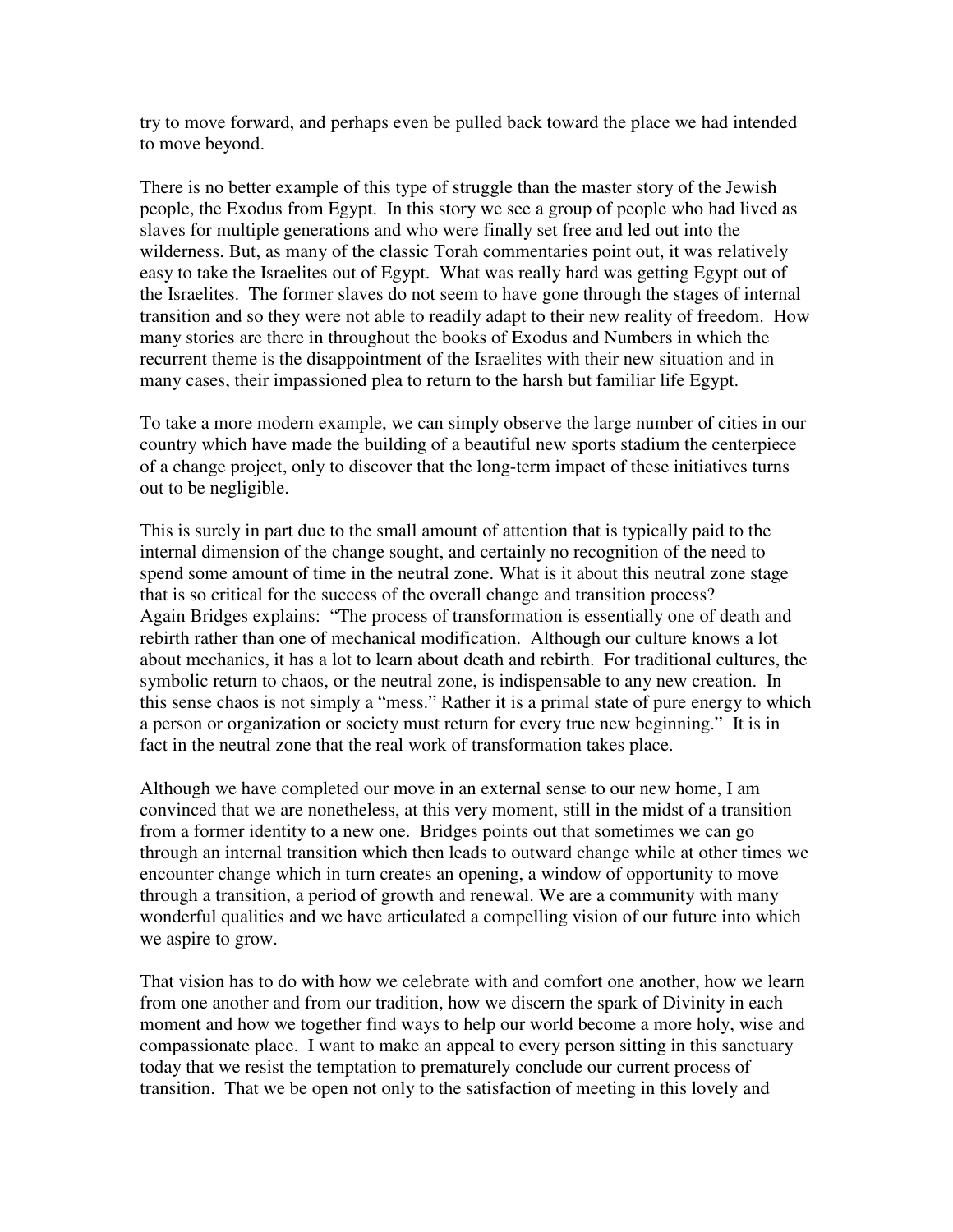try to move forward, and perhaps even be pulled back toward the place we had intended to move beyond.

There is no better example of this type of struggle than the master story of the Jewish people, the Exodus from Egypt. In this story we see a group of people who had lived as slaves for multiple generations and who were finally set free and led out into the wilderness. But, as many of the classic Torah commentaries point out, it was relatively easy to take the Israelites out of Egypt. What was really hard was getting Egypt out of the Israelites. The former slaves do not seem to have gone through the stages of internal transition and so they were not able to readily adapt to their new reality of freedom. How many stories are there in throughout the books of Exodus and Numbers in which the recurrent theme is the disappointment of the Israelites with their new situation and in many cases, their impassioned plea to return to the harsh but familiar life Egypt.

To take a more modern example, we can simply observe the large number of cities in our country which have made the building of a beautiful new sports stadium the centerpiece of a change project, only to discover that the long-term impact of these initiatives turns out to be negligible.

This is surely in part due to the small amount of attention that is typically paid to the internal dimension of the change sought, and certainly no recognition of the need to spend some amount of time in the neutral zone. What is it about this neutral zone stage that is so critical for the success of the overall change and transition process? Again Bridges explains: "The process of transformation is essentially one of death and rebirth rather than one of mechanical modification. Although our culture knows a lot about mechanics, it has a lot to learn about death and rebirth. For traditional cultures, the symbolic return to chaos, or the neutral zone, is indispensable to any new creation. In this sense chaos is not simply a "mess." Rather it is a primal state of pure energy to which a person or organization or society must return for every true new beginning." It is in fact in the neutral zone that the real work of transformation takes place.

Although we have completed our move in an external sense to our new home, I am convinced that we are nonetheless, at this very moment, still in the midst of a transition from a former identity to a new one. Bridges points out that sometimes we can go through an internal transition which then leads to outward change while at other times we encounter change which in turn creates an opening, a window of opportunity to move through a transition, a period of growth and renewal. We are a community with many wonderful qualities and we have articulated a compelling vision of our future into which we aspire to grow.

That vision has to do with how we celebrate with and comfort one another, how we learn from one another and from our tradition, how we discern the spark of Divinity in each moment and how we together find ways to help our world become a more holy, wise and compassionate place. I want to make an appeal to every person sitting in this sanctuary today that we resist the temptation to prematurely conclude our current process of transition. That we be open not only to the satisfaction of meeting in this lovely and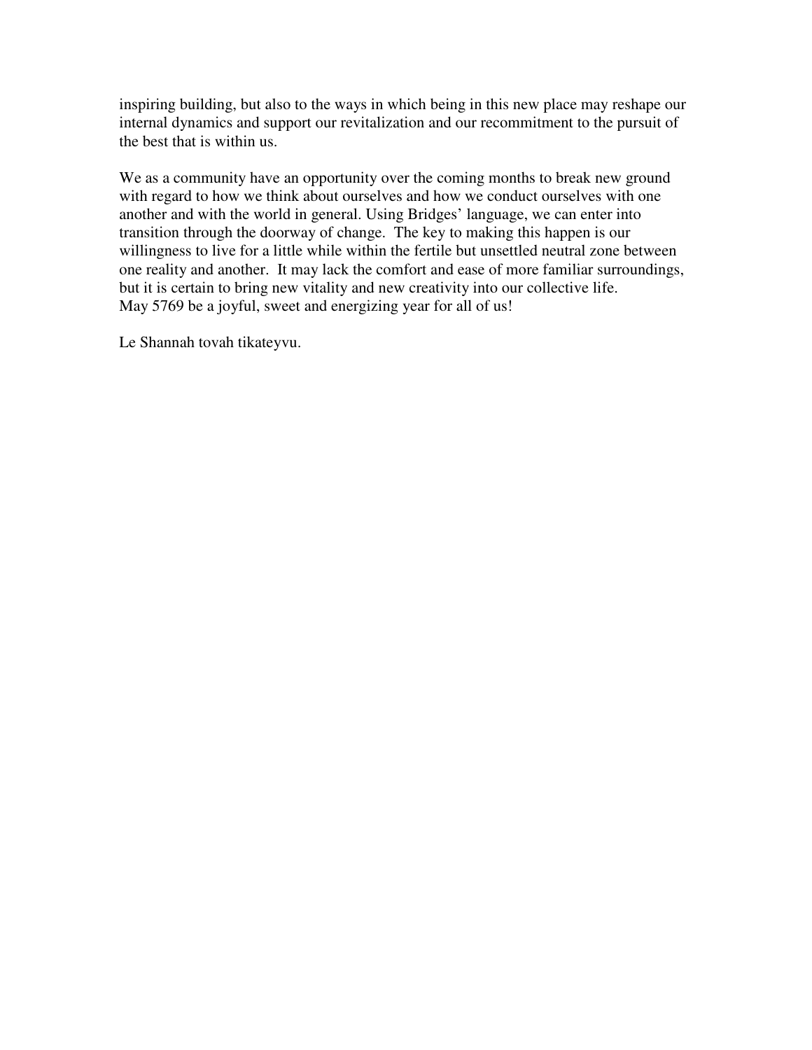inspiring building, but also to the ways in which being in this new place may reshape our internal dynamics and support our revitalization and our recommitment to the pursuit of the best that is within us.

We as a community have an opportunity over the coming months to break new ground with regard to how we think about ourselves and how we conduct ourselves with one another and with the world in general. Using Bridges' language, we can enter into transition through the doorway of change. The key to making this happen is our willingness to live for a little while within the fertile but unsettled neutral zone between one reality and another. It may lack the comfort and ease of more familiar surroundings, but it is certain to bring new vitality and new creativity into our collective life.
May 5769 be a joyful, sweet and energizing year for all of us!

Le Shannah tovah tikateyvu.